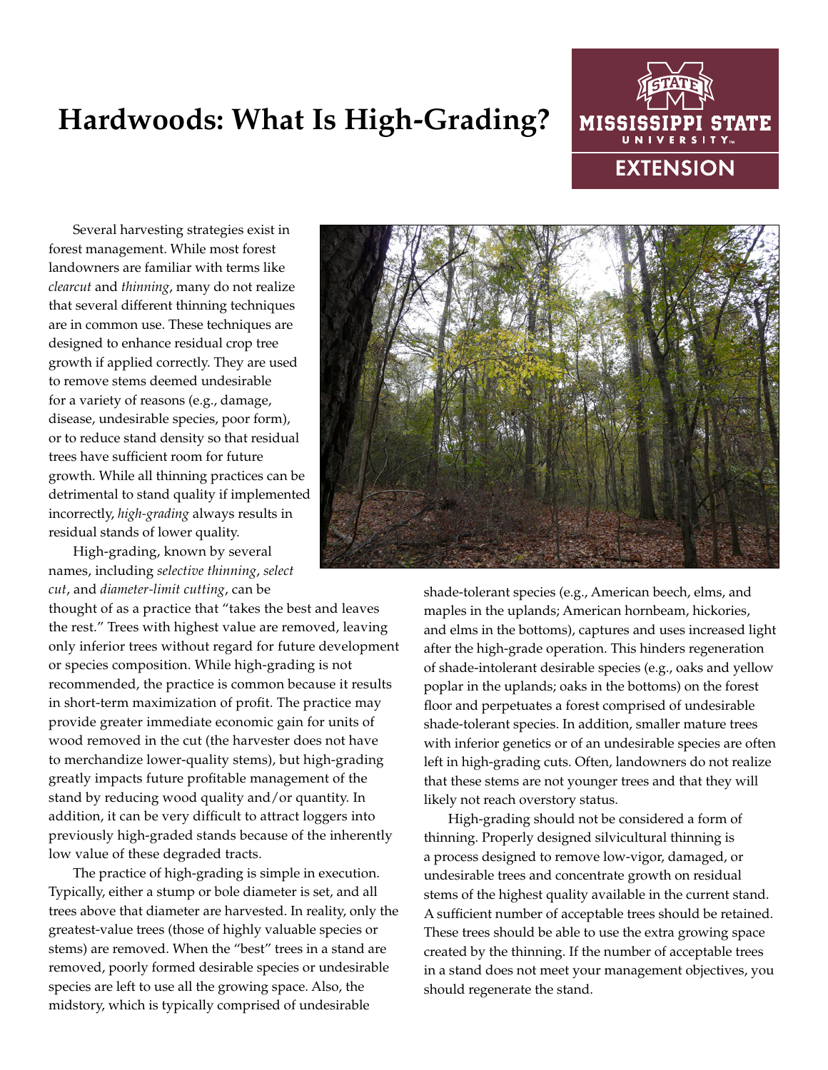# Hardwoods: What Is High-Grading?

Several harvesting strategies exist in forest management. While most forest landowners are familiar with terms like *clearcut* and *thinning*, many do not realize that several different thinning techniques are in common use. These techniques are designed to enhance residual crop tree growth if applied correctly. They are used to remove stems deemed undesirable for a variety of reasons (e.g., damage, disease, undesirable species, poor form), or to reduce stand density so that residual trees have sufficient room for future growth. While all thinning practices can be detrimental to stand quality if implemented incorrectly, *high-grading* always results in residual stands of lower quality.

High-grading, known by several names, including *selective thinning*, *select cut*, and *diameter-limit cutting*, can be thought of as a practice that "takes the best and leaves the rest." Trees with highest value are removed, leaving only inferior trees without regard for future development or species composition. While high-grading is not recommended, the practice is common because it results in short-term maximization of profit. The practice may provide greater immediate economic gain for units of wood removed in the cut (the harvester does not have to merchandize lower-quality stems), but high-grading greatly impacts future profitable management of the stand by reducing wood quality and/or quantity. In addition, it can be very difficult to attract loggers into previously high-graded stands because of the inherently low value of these degraded tracts.

The practice of high-grading is simple in execution. Typically, either a stump or bole diameter is set, and all trees above that diameter are harvested. In reality, only the greatest-value trees (those of highly valuable species or stems) are removed. When the "best" trees in a stand are removed, poorly formed desirable species or undesirable species are left to use all the growing space. Also, the midstory, which is typically comprised of undesirable shade-tolerant species (e.g., American beech, elms, and maples in the uplands; American hornbeam, hickories, and elms in the bottoms), captures and uses increased light after the high-grade operation. This hinders regeneration of shade-intolerant desirable species (e.g., oaks and yellow poplar in the uplands; oaks in the bottoms) on the forest floor and perpetuates a forest comprised of undesirable shade-tolerant species. In addition, smaller mature trees with inferior genetics or of an undesirable species are often left in high-grading cuts. Often, landowners do not realize that these stems are not younger trees and that they will likely not reach overstory status.

High-grading should not be considered a form of thinning. Properly designed silvicultural thinning is a process designed to remove low-vigor, damaged, or undesirable trees and concentrate growth on residual stems of the highest quality available in the current stand. A sufficient number of acceptable trees should be retained. These trees should be able to use the extra growing space created by the thinning. If the number of acceptable trees in a stand does not meet your management objectives, you should regenerate the stand.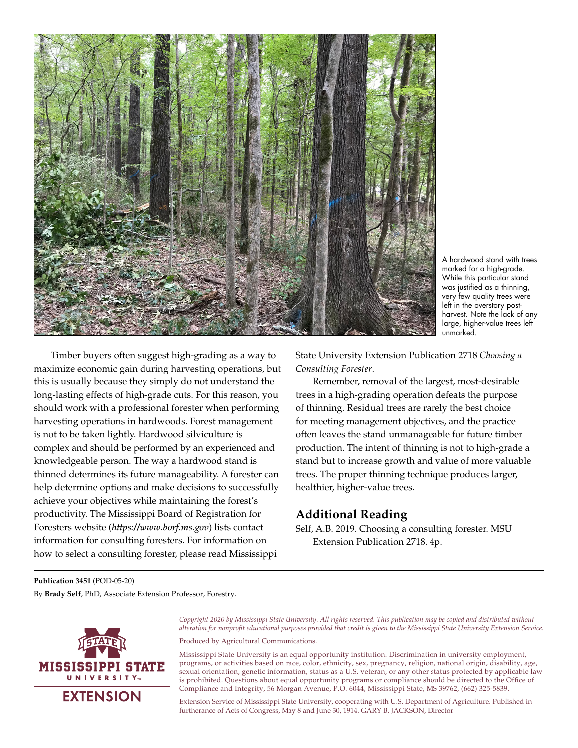A hardwood stand with trees marked for a high-grade. While this particular stand was justified as a thinning, very few quality trees were left in the overstory post-harvest. Note the lack of any large, higher-value trees left unmarked.

Timber buyers often suggest high-grading as a way to maximize economic gain during harvesting operations, but this is usually because they simply do not understand the long-lasting effects of high-grade cuts. For this reason, you should work with a professional forester when performing harvesting operations in hardwoods. Forest management is not to be taken lightly. Hardwood silviculture is complex and should be performed by an experienced and knowledgeable person. The way a hardwood stand is thinned determines its future manageability. A forester can help determine options and make decisions to successfully achieve your objectives while maintaining the forest's productivity. The Mississippi Board of Registration for Foresters website (***https://www.borf.ms.gov***) lists contact information for consulting foresters. For information on how to select a consulting forester, please read Mississippi State University Extension Publication 2718 *Choosing a Consulting Forester*.

Remember, removal of the largest, most-desirable trees in a high-grading operation defeats the purpose of thinning. Residual trees are rarely the best choice for meeting management objectives, and the practice often leaves the stand unmanageable for future timber production. The intent of thinning is not to high-grade a stand but to increase growth and value of more valuable trees. The proper thinning technique produces larger, healthier, higher-value trees.

## Additional Reading

Self, A.B. 2019. Choosing a consulting forester. MSU Extension Publication 2718. 4p.

---

**Publication 3451** (POD-05-20)

By **Brady Self**, PhD, Associate Extension Professor, Forestry.

MISSISSIPPI STATE UNIVERSITY EXTENSION

*Copyright 2020 by Mississippi State University. All rights reserved. This publication may be copied and distributed without alteration for nonprofit educational purposes provided that credit is given to the Mississippi State University Extension Service.*

Produced by Agricultural Communications.

Mississippi State University is an equal opportunity institution. Discrimination in university employment, programs, or activities based on race, color, ethnicity, sex, pregnancy, religion, national origin, disability, age, sexual orientation, genetic information, status as a U.S. veteran, or any other status protected by applicable law is prohibited. Questions about equal opportunity programs or compliance should be directed to the Office of Compliance and Integrity, 56 Morgan Avenue, P.O. 6044, Mississippi State, MS 39762, (662) 325-5839.

Extension Service of Mississippi State University, cooperating with U.S. Department of Agriculture. Published in furtherance of Acts of Congress, May 8 and June 30, 1914. GARY B. JACKSON, Director